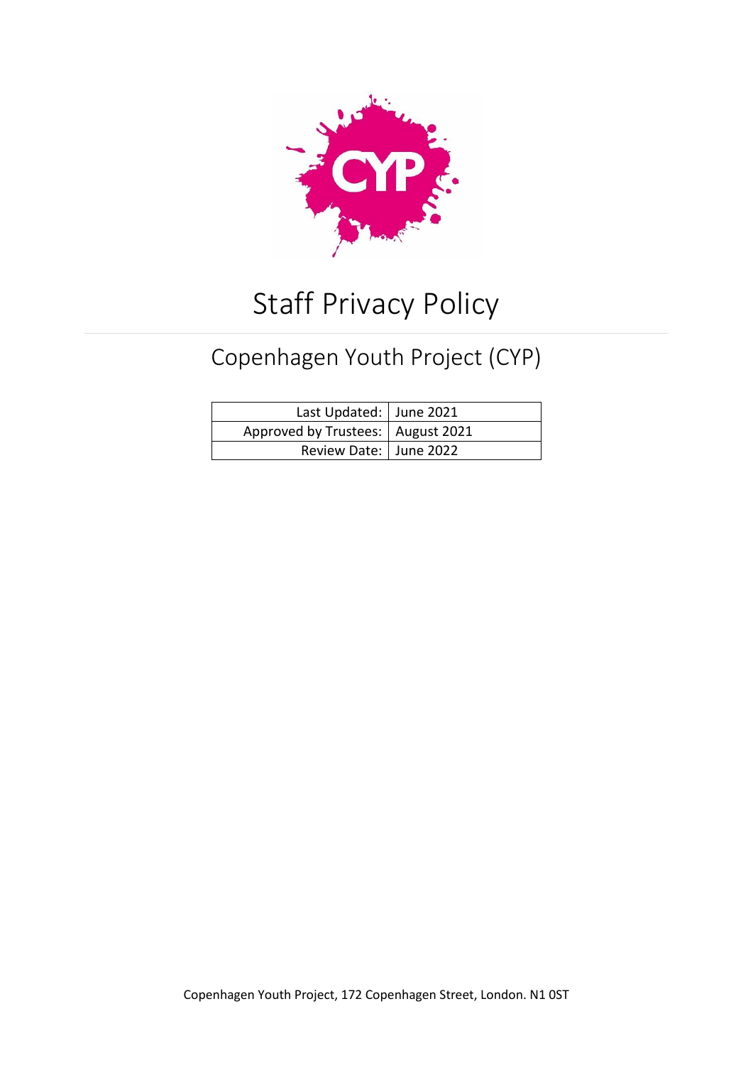# Staff Privacy Policy

## Copenhagen Youth Project (CYP)

| | |
|---|---|
| Last Updated: | June 2021 |
| Approved by Trustees: | August 2021 |
| Review Date: | June 2022 |

Copenhagen Youth Project, 172 Copenhagen Street, London. N1 0ST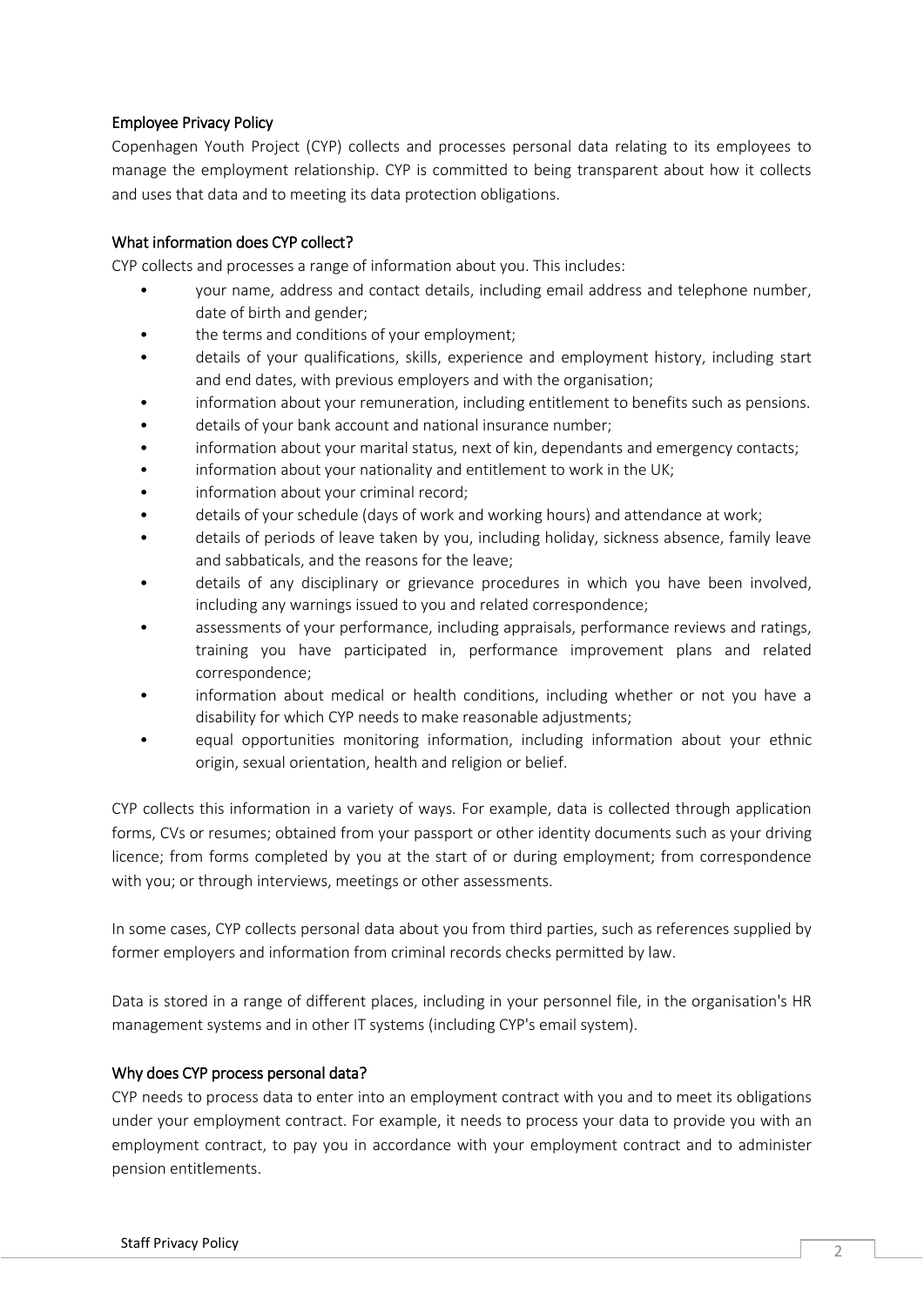## Employee Privacy Policy

Copenhagen Youth Project (CYP) collects and processes personal data relating to its employees to manage the employment relationship. CYP is committed to being transparent about how it collects and uses that data and to meeting its data protection obligations.

## What information does CYP collect?

CYP collects and processes a range of information about you. This includes:

- your name, address and contact details, including email address and telephone number, date of birth and gender;
- the terms and conditions of your employment;
- details of your qualifications, skills, experience and employment history, including start and end dates, with previous employers and with the organisation;
- information about your remuneration, including entitlement to benefits such as pensions.
- details of your bank account and national insurance number;
- information about your marital status, next of kin, dependants and emergency contacts;
- information about your nationality and entitlement to work in the UK;
- information about your criminal record;
- details of your schedule (days of work and working hours) and attendance at work;
- details of periods of leave taken by you, including holiday, sickness absence, family leave and sabbaticals, and the reasons for the leave;
- details of any disciplinary or grievance procedures in which you have been involved, including any warnings issued to you and related correspondence;
- assessments of your performance, including appraisals, performance reviews and ratings, training you have participated in, performance improvement plans and related correspondence;
- information about medical or health conditions, including whether or not you have a disability for which CYP needs to make reasonable adjustments;
- equal opportunities monitoring information, including information about your ethnic origin, sexual orientation, health and religion or belief.

CYP collects this information in a variety of ways. For example, data is collected through application forms, CVs or resumes; obtained from your passport or other identity documents such as your driving licence; from forms completed by you at the start of or during employment; from correspondence with you; or through interviews, meetings or other assessments.

In some cases, CYP collects personal data about you from third parties, such as references supplied by former employers and information from criminal records checks permitted by law.

Data is stored in a range of different places, including in your personnel file, in the organisation's HR management systems and in other IT systems (including CYP's email system).

## Why does CYP process personal data?

CYP needs to process data to enter into an employment contract with you and to meet its obligations under your employment contract. For example, it needs to process your data to provide you with an employment contract, to pay you in accordance with your employment contract and to administer pension entitlements.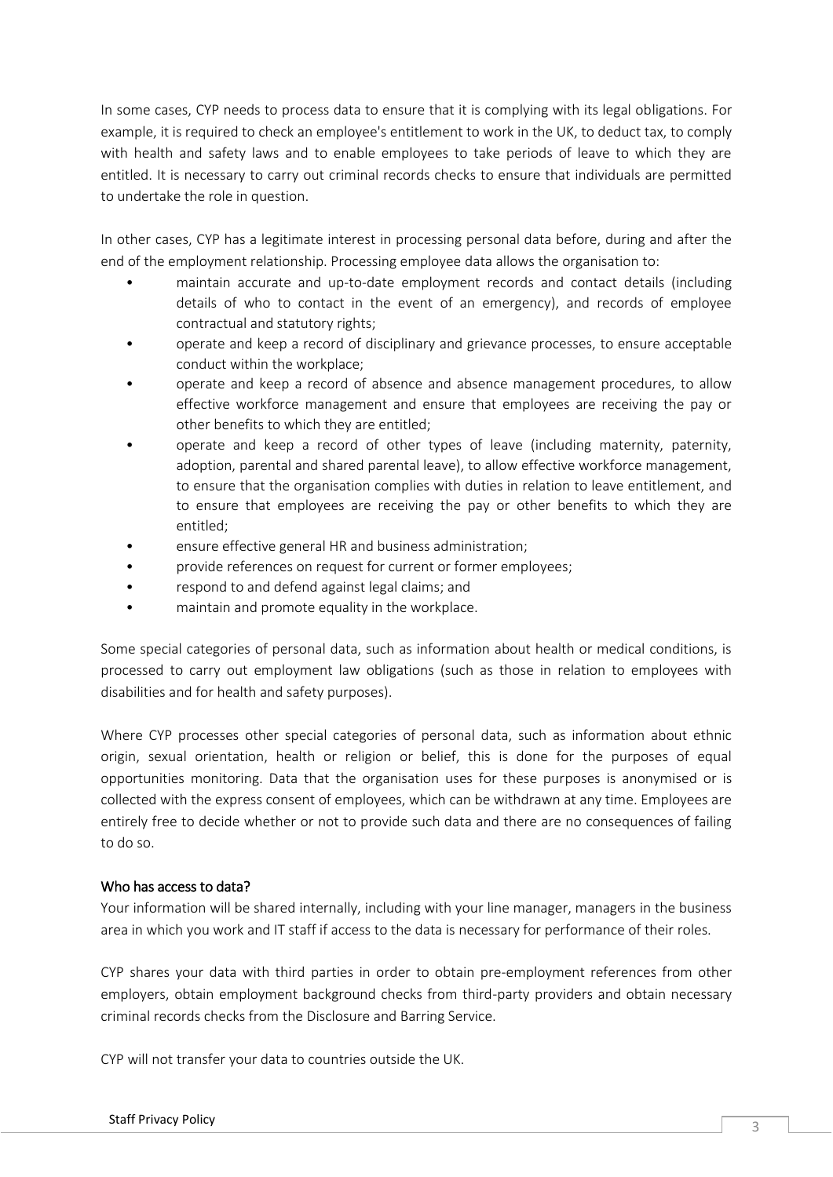In some cases, CYP needs to process data to ensure that it is complying with its legal obligations. For example, it is required to check an employee's entitlement to work in the UK, to deduct tax, to comply with health and safety laws and to enable employees to take periods of leave to which they are entitled. It is necessary to carry out criminal records checks to ensure that individuals are permitted to undertake the role in question.

In other cases, CYP has a legitimate interest in processing personal data before, during and after the end of the employment relationship. Processing employee data allows the organisation to:

- maintain accurate and up-to-date employment records and contact details (including details of who to contact in the event of an emergency), and records of employee contractual and statutory rights;
- operate and keep a record of disciplinary and grievance processes, to ensure acceptable conduct within the workplace;
- operate and keep a record of absence and absence management procedures, to allow effective workforce management and ensure that employees are receiving the pay or other benefits to which they are entitled;
- operate and keep a record of other types of leave (including maternity, paternity, adoption, parental and shared parental leave), to allow effective workforce management, to ensure that the organisation complies with duties in relation to leave entitlement, and to ensure that employees are receiving the pay or other benefits to which they are entitled;
- ensure effective general HR and business administration;
- provide references on request for current or former employees;
- respond to and defend against legal claims; and
- maintain and promote equality in the workplace.

Some special categories of personal data, such as information about health or medical conditions, is processed to carry out employment law obligations (such as those in relation to employees with disabilities and for health and safety purposes).

Where CYP processes other special categories of personal data, such as information about ethnic origin, sexual orientation, health or religion or belief, this is done for the purposes of equal opportunities monitoring. Data that the organisation uses for these purposes is anonymised or is collected with the express consent of employees, which can be withdrawn at any time. Employees are entirely free to decide whether or not to provide such data and there are no consequences of failing to do so.

## Who has access to data?

Your information will be shared internally, including with your line manager, managers in the business area in which you work and IT staff if access to the data is necessary for performance of their roles.

CYP shares your data with third parties in order to obtain pre-employment references from other employers, obtain employment background checks from third-party providers and obtain necessary criminal records checks from the Disclosure and Barring Service.

CYP will not transfer your data to countries outside the UK.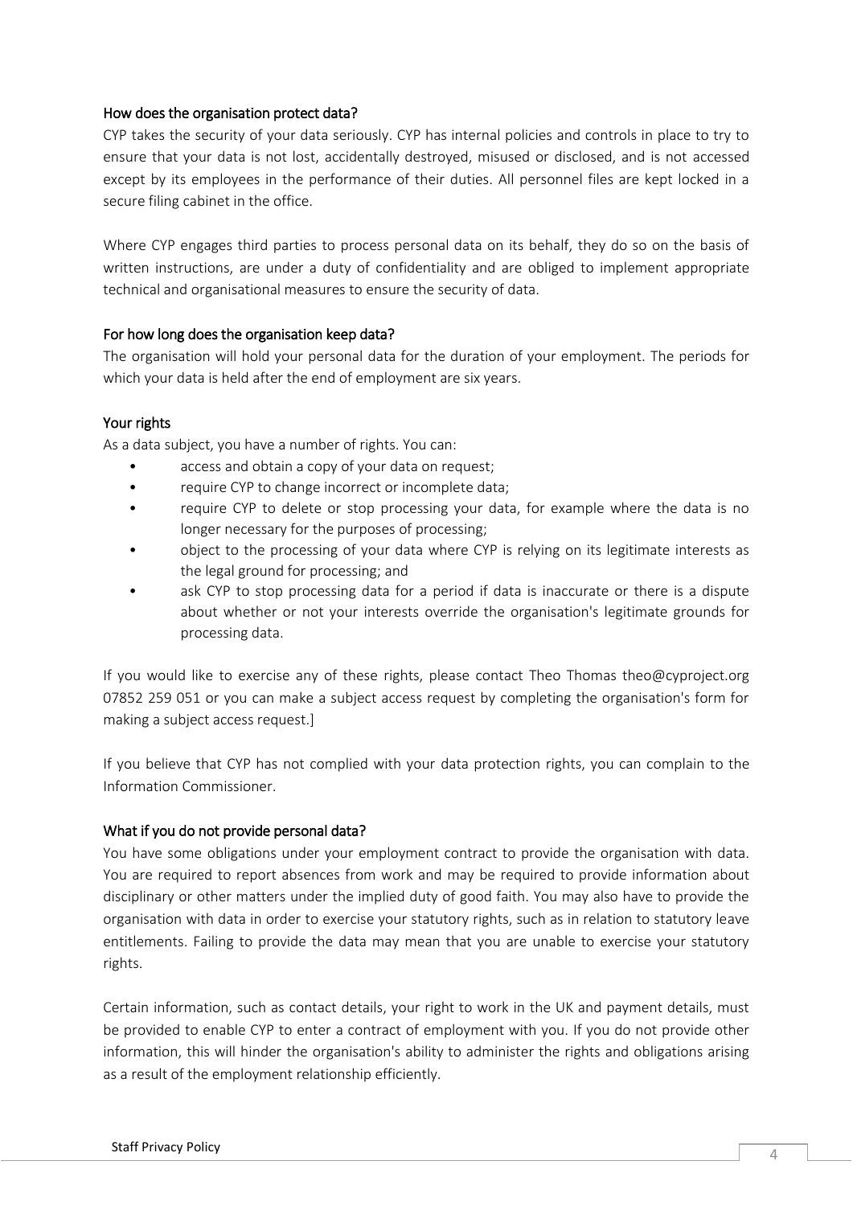### How does the organisation protect data?

CYP takes the security of your data seriously. CYP has internal policies and controls in place to try to ensure that your data is not lost, accidentally destroyed, misused or disclosed, and is not accessed except by its employees in the performance of their duties. All personnel files are kept locked in a secure filing cabinet in the office.

Where CYP engages third parties to process personal data on its behalf, they do so on the basis of written instructions, are under a duty of confidentiality and are obliged to implement appropriate technical and organisational measures to ensure the security of data.

### For how long does the organisation keep data?

The organisation will hold your personal data for the duration of your employment. The periods for which your data is held after the end of employment are six years.

### Your rights

As a data subject, you have a number of rights. You can:

- access and obtain a copy of your data on request;
- require CYP to change incorrect or incomplete data;
- require CYP to delete or stop processing your data, for example where the data is no longer necessary for the purposes of processing;
- object to the processing of your data where CYP is relying on its legitimate interests as the legal ground for processing; and
- ask CYP to stop processing data for a period if data is inaccurate or there is a dispute about whether or not your interests override the organisation's legitimate grounds for processing data.

If you would like to exercise any of these rights, please contact Theo Thomas theo@cyproject.org 07852 259 051 or you can make a subject access request by completing the organisation's form for making a subject access request.]

If you believe that CYP has not complied with your data protection rights, you can complain to the Information Commissioner.

### What if you do not provide personal data?

You have some obligations under your employment contract to provide the organisation with data. You are required to report absences from work and may be required to provide information about disciplinary or other matters under the implied duty of good faith. You may also have to provide the organisation with data in order to exercise your statutory rights, such as in relation to statutory leave entitlements. Failing to provide the data may mean that you are unable to exercise your statutory rights.

Certain information, such as contact details, your right to work in the UK and payment details, must be provided to enable CYP to enter a contract of employment with you. If you do not provide other information, this will hinder the organisation's ability to administer the rights and obligations arising as a result of the employment relationship efficiently.